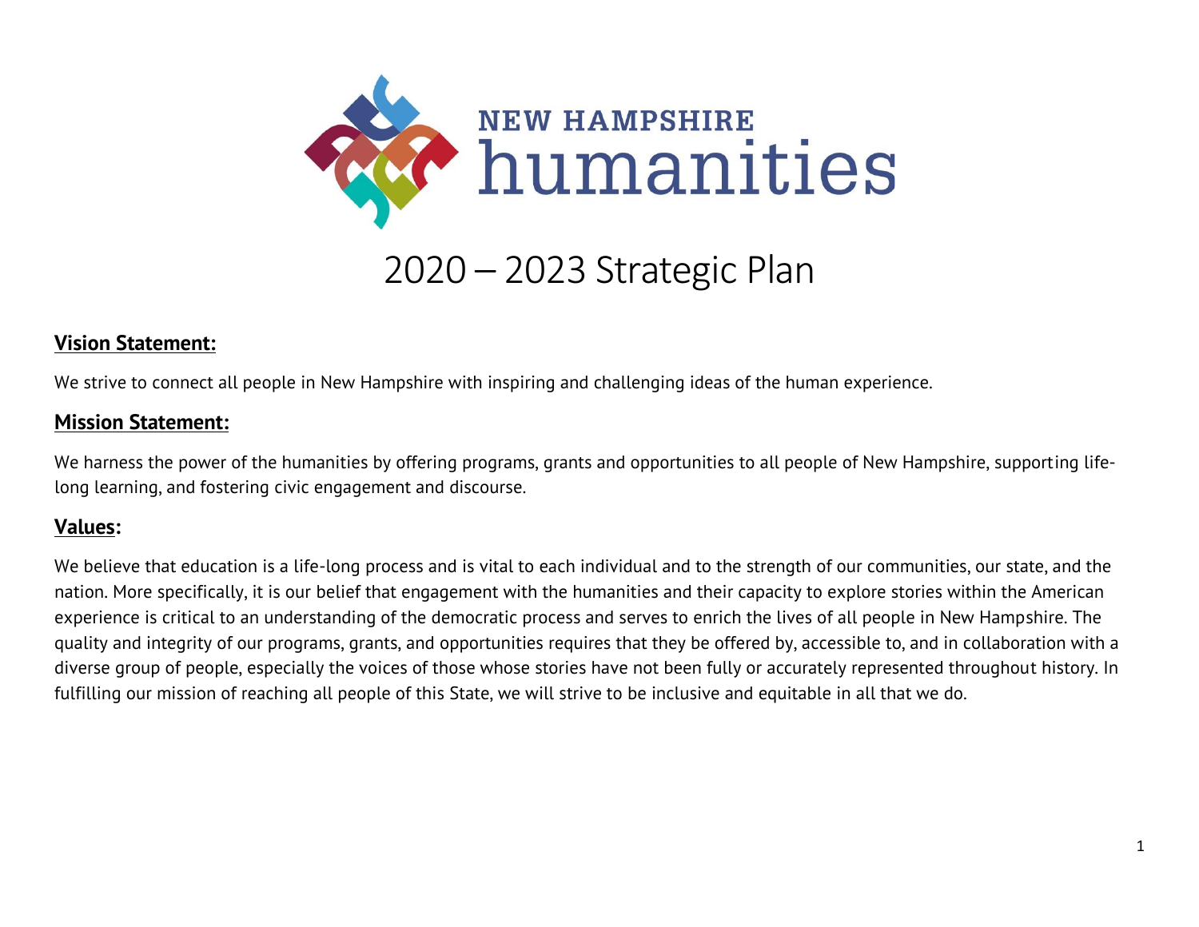NEW HAMPSHIRE humanities

# 2020 – 2023 Strategic Plan

## Vision Statement:

We strive to connect all people in New Hampshire with inspiring and challenging ideas of the human experience.

## Mission Statement:

We harness the power of the humanities by offering programs, grants and opportunities to all people of New Hampshire, supporting life-long learning, and fostering civic engagement and discourse.

## Values:

We believe that education is a life-long process and is vital to each individual and to the strength of our communities, our state, and the nation. More specifically, it is our belief that engagement with the humanities and their capacity to explore stories within the American experience is critical to an understanding of the democratic process and serves to enrich the lives of all people in New Hampshire. The quality and integrity of our programs, grants, and opportunities requires that they be offered by, accessible to, and in collaboration with a diverse group of people, especially the voices of those whose stories have not been fully or accurately represented throughout history. In fulfilling our mission of reaching all people of this State, we will strive to be inclusive and equitable in all that we do.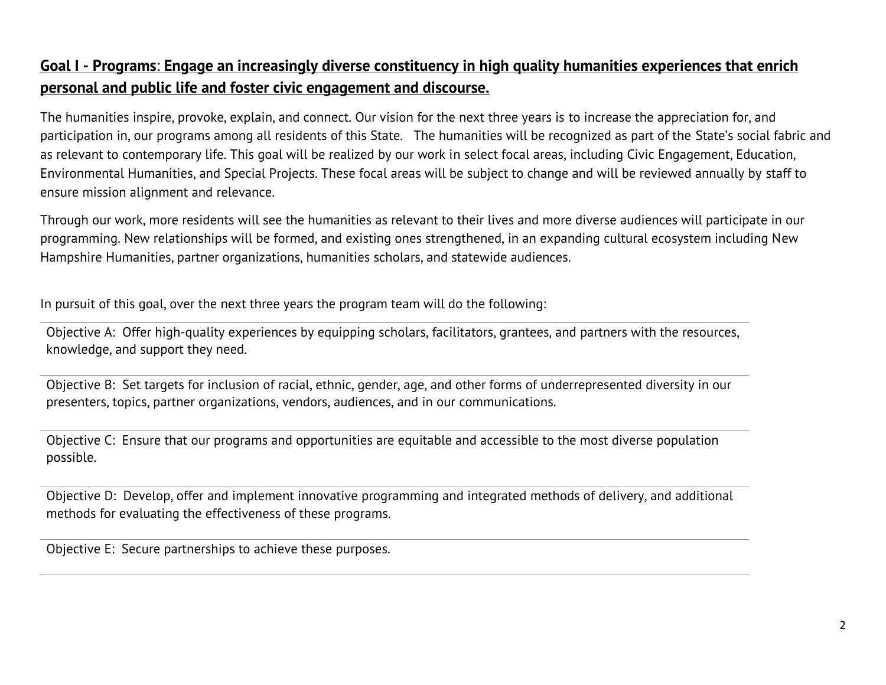## Goal I - Programs: Engage an increasingly diverse constituency in high quality humanities experiences that enrich personal and public life and foster civic engagement and discourse.

The humanities inspire, provoke, explain, and connect. Our vision for the next three years is to increase the appreciation for, and participation in, our programs among all residents of this State. The humanities will be recognized as part of the State's social fabric and as relevant to contemporary life. This goal will be realized by our work in select focal areas, including Civic Engagement, Education, Environmental Humanities, and Special Projects. These focal areas will be subject to change and will be reviewed annually by staff to ensure mission alignment and relevance.

Through our work, more residents will see the humanities as relevant to their lives and more diverse audiences will participate in our programming. New relationships will be formed, and existing ones strengthened, in an expanding cultural ecosystem including New Hampshire Humanities, partner organizations, humanities scholars, and statewide audiences.

In pursuit of this goal, over the next three years the program team will do the following:

Objective A: Offer high-quality experiences by equipping scholars, facilitators, grantees, and partners with the resources, knowledge, and support they need.

Objective B: Set targets for inclusion of racial, ethnic, gender, age, and other forms of underrepresented diversity in our presenters, topics, partner organizations, vendors, audiences, and in our communications.

Objective C: Ensure that our programs and opportunities are equitable and accessible to the most diverse population possible.

Objective D: Develop, offer and implement innovative programming and integrated methods of delivery, and additional methods for evaluating the effectiveness of these programs.

Objective E: Secure partnerships to achieve these purposes.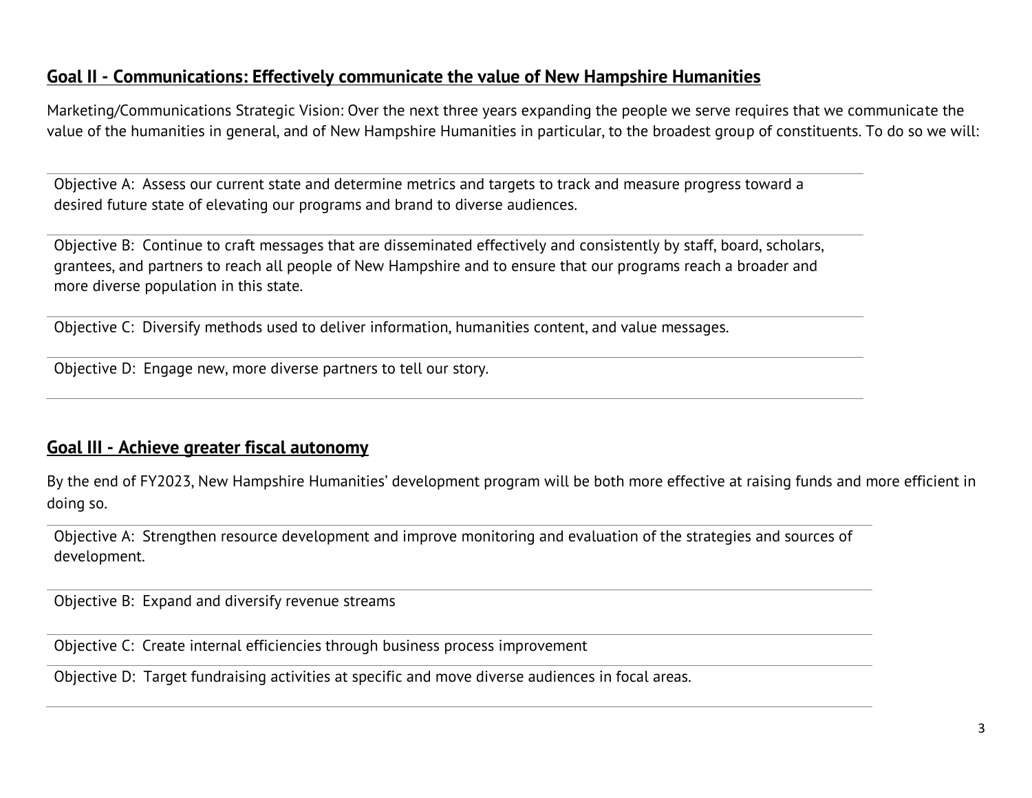## Goal II - Communications: Effectively communicate the value of New Hampshire Humanities

Marketing/Communications Strategic Vision: Over the next three years expanding the people we serve requires that we communicate the value of the humanities in general, and of New Hampshire Humanities in particular, to the broadest group of constituents. To do so we will:

Objective A: Assess our current state and determine metrics and targets to track and measure progress toward a desired future state of elevating our programs and brand to diverse audiences.

Objective B: Continue to craft messages that are disseminated effectively and consistently by staff, board, scholars, grantees, and partners to reach all people of New Hampshire and to ensure that our programs reach a broader and more diverse population in this state.

Objective C: Diversify methods used to deliver information, humanities content, and value messages.

Objective D: Engage new, more diverse partners to tell our story.

## Goal III - Achieve greater fiscal autonomy

By the end of FY2023, New Hampshire Humanities' development program will be both more effective at raising funds and more efficient in doing so.

Objective A: Strengthen resource development and improve monitoring and evaluation of the strategies and sources of development.

Objective B: Expand and diversify revenue streams

Objective C: Create internal efficiencies through business process improvement

Objective D: Target fundraising activities at specific and move diverse audiences in focal areas.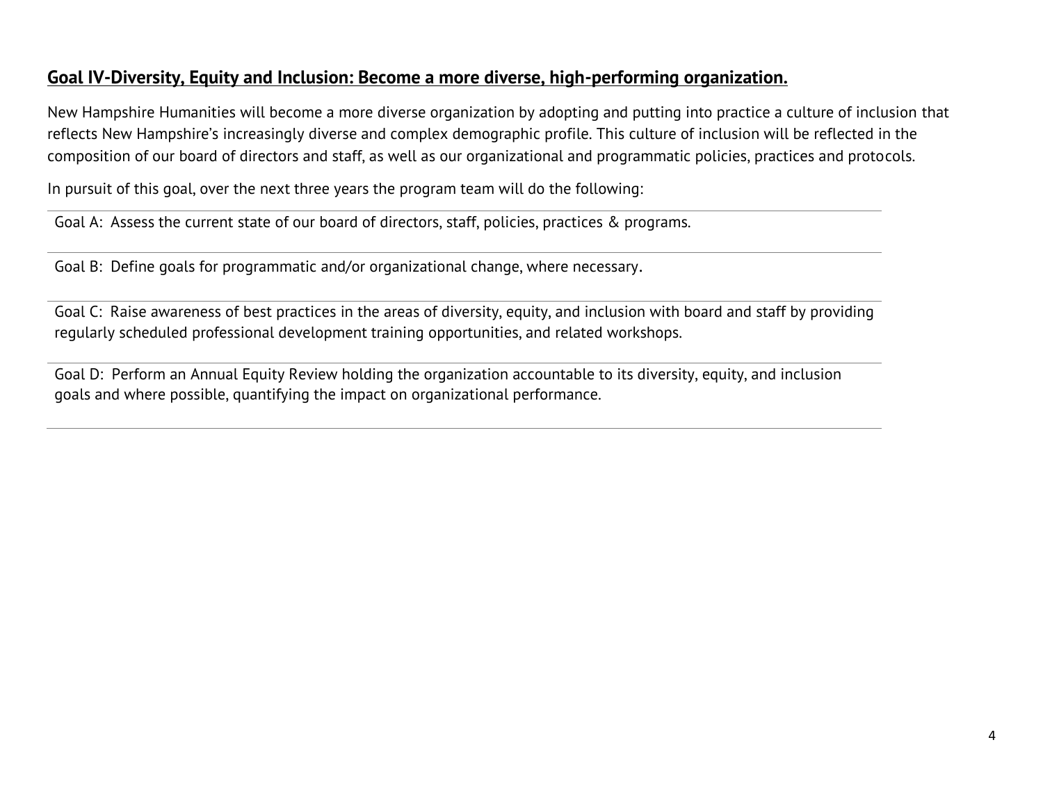## Goal IV-Diversity, Equity and Inclusion: Become a more diverse, high-performing organization.

New Hampshire Humanities will become a more diverse organization by adopting and putting into practice a culture of inclusion that reflects New Hampshire's increasingly diverse and complex demographic profile. This culture of inclusion will be reflected in the composition of our board of directors and staff, as well as our organizational and programmatic policies, practices and protocols.

In pursuit of this goal, over the next three years the program team will do the following:

Goal A: Assess the current state of our board of directors, staff, policies, practices & programs.

Goal B: Define goals for programmatic and/or organizational change, where necessary.

Goal C: Raise awareness of best practices in the areas of diversity, equity, and inclusion with board and staff by providing regularly scheduled professional development training opportunities, and related workshops.

Goal D: Perform an Annual Equity Review holding the organization accountable to its diversity, equity, and inclusion goals and where possible, quantifying the impact on organizational performance.